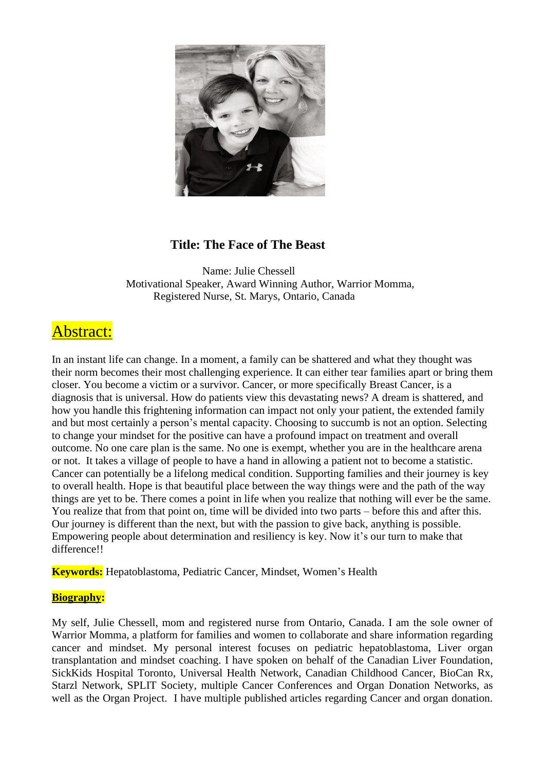**Title: The Face of The Beast**

Name: Julie Chessell
Motivational Speaker, Award Winning Author, Warrior Momma,
Registered Nurse, St. Marys, Ontario, Canada

## Abstract:

In an instant life can change. In a moment, a family can be shattered and what they thought was their norm becomes their most challenging experience. It can either tear families apart or bring them closer. You become a victim or a survivor. Cancer, or more specifically Breast Cancer, is a diagnosis that is universal. How do patients view this devastating news? A dream is shattered, and how you handle this frightening information can impact not only your patient, the extended family and but most certainly a person's mental capacity. Choosing to succumb is not an option. Selecting to change your mindset for the positive can have a profound impact on treatment and overall outcome. No one care plan is the same. No one is exempt, whether you are in the healthcare arena or not. It takes a village of people to have a hand in allowing a patient not to become a statistic. Cancer can potentially be a lifelong medical condition. Supporting families and their journey is key to overall health. Hope is that beautiful place between the way things were and the path of the way things are yet to be. There comes a point in life when you realize that nothing will ever be the same. You realize that from that point on, time will be divided into two parts – before this and after this. Our journey is different than the next, but with the passion to give back, anything is possible. Empowering people about determination and resiliency is key. Now it's our turn to make that difference!!

**Keywords:** Hepatoblastoma, Pediatric Cancer, Mindset, Women's Health

**Biography:**

My self, Julie Chessell, mom and registered nurse from Ontario, Canada. I am the sole owner of Warrior Momma, a platform for families and women to collaborate and share information regarding cancer and mindset. My personal interest focuses on pediatric hepatoblastoma, Liver organ transplantation and mindset coaching. I have spoken on behalf of the Canadian Liver Foundation, SickKids Hospital Toronto, Universal Health Network, Canadian Childhood Cancer, BioCan Rx, Starzl Network, SPLIT Society, multiple Cancer Conferences and Organ Donation Networks, as well as the Organ Project. I have multiple published articles regarding Cancer and organ donation.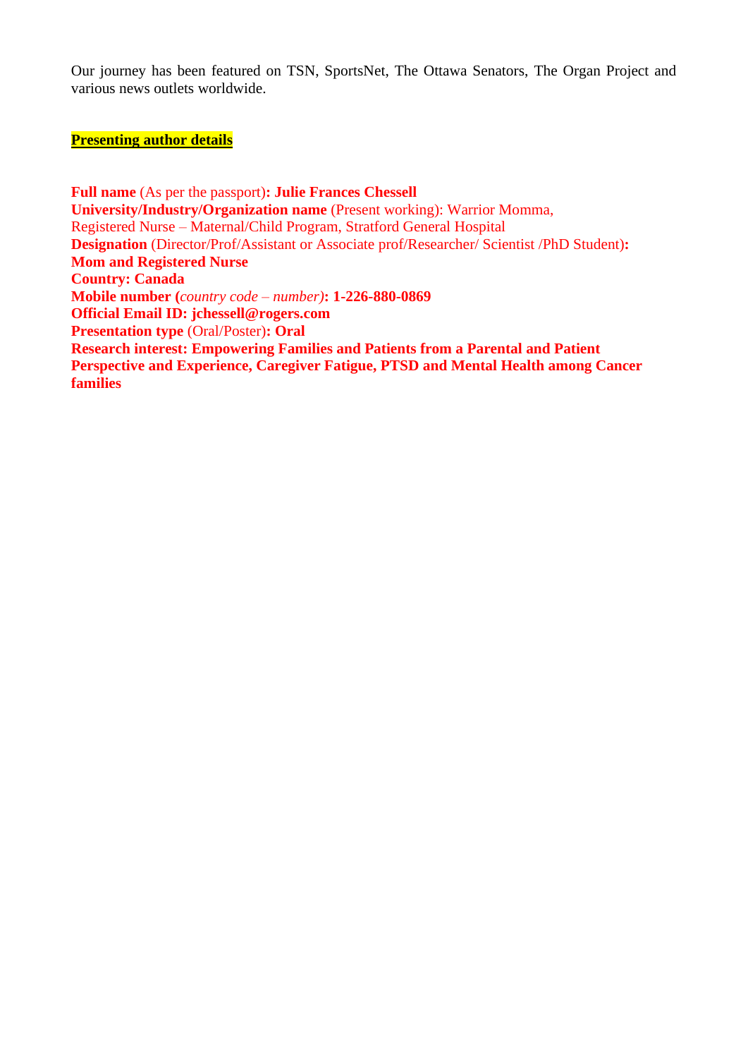Our journey has been featured on TSN, SportsNet, The Ottawa Senators, The Organ Project and various news outlets worldwide.

**Presenting author details**

**Full name** (As per the passport)**: Julie Frances Chessell**
**University/Industry/Organization name** (Present working): Warrior Momma,
Registered Nurse – Maternal/Child Program, Stratford General Hospital
**Designation** (Director/Prof/Assistant or Associate prof/Researcher/ Scientist /PhD Student)**:**
**Mom and Registered Nurse**
**Country: Canada**
**Mobile number (***country code – number)***: 1-226-880-0869**
**Official Email ID: jchessell@rogers.com**
**Presentation type** (Oral/Poster)**: Oral**
**Research interest: Empowering Families and Patients from a Parental and Patient Perspective and Experience, Caregiver Fatigue, PTSD and Mental Health among Cancer families**